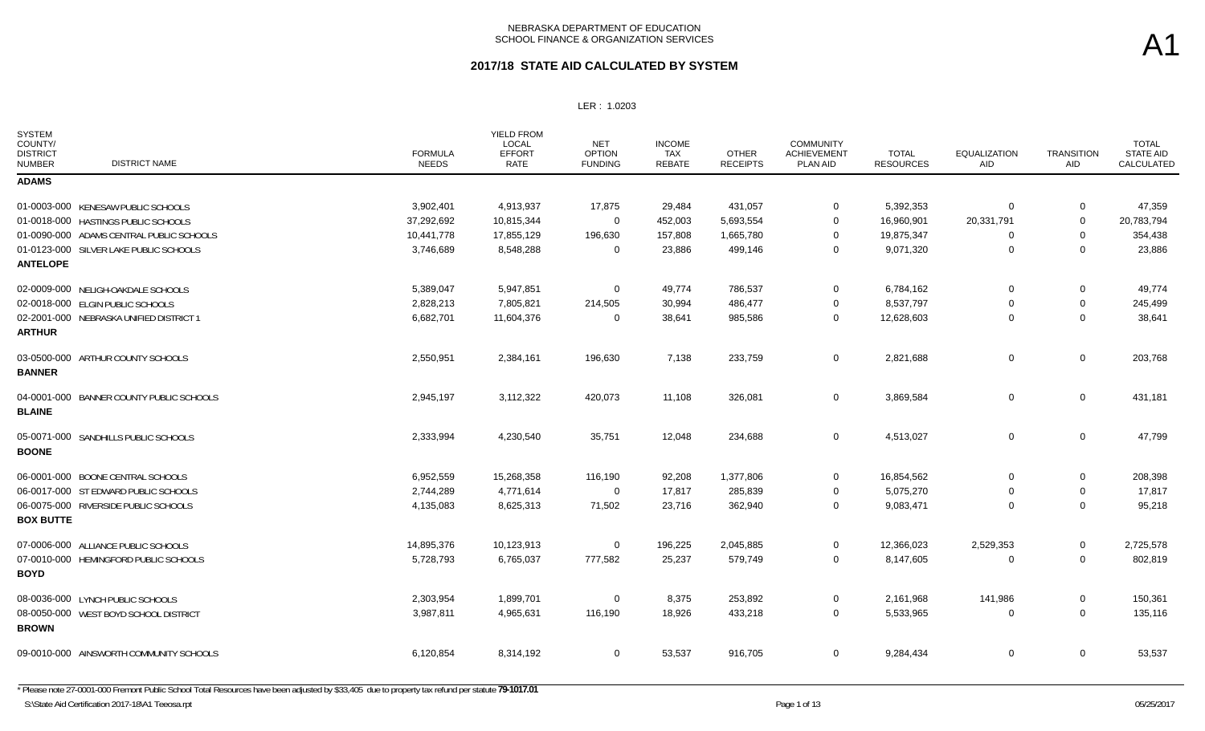NEBRASKA DEPARTMENT OF EDUCATION
SCHOOL FINANCE & ORGANIZATION SERVICES

A1

## 2017/18 STATE AID CALCULATED BY SYSTEM

LER : 1.0203

| SYSTEM COUNTY/ DISTRICT NUMBER | DISTRICT NAME | FORMULA NEEDS | YIELD FROM LOCAL EFFORT RATE | NET OPTION FUNDING | INCOME TAX REBATE | OTHER RECEIPTS | COMMUNITY ACHIEVEMENT PLAN AID | TOTAL RESOURCES | EQUALIZATION AID | TRANSITION AID | TOTAL STATE AID CALCULATED |
|---|---|---|---|---|---|---|---|---|---|---|---|
| **ADAMS** | | | | | | | | | | | |
| 01-0003-000 | KENESAW PUBLIC SCHOOLS | 3,902,401 | 4,913,937 | 17,875 | 29,484 | 431,057 | 0 | 5,392,353 | 0 | 0 | 47,359 |
| 01-0018-000 | HASTINGS PUBLIC SCHOOLS | 37,292,692 | 10,815,344 | 0 | 452,003 | 5,693,554 | 0 | 16,960,901 | 20,331,791 | 0 | 20,783,794 |
| 01-0090-000 | ADAMS CENTRAL PUBLIC SCHOOLS | 10,441,778 | 17,855,129 | 196,630 | 157,808 | 1,665,780 | 0 | 19,875,347 | 0 | 0 | 354,438 |
| 01-0123-000 | SILVER LAKE PUBLIC SCHOOLS | 3,746,689 | 8,548,288 | 0 | 23,886 | 499,146 | 0 | 9,071,320 | 0 | 0 | 23,886 |
| **ANTELOPE** | | | | | | | | | | | |
| 02-0009-000 | NELIGH-OAKDALE SCHOOLS | 5,389,047 | 5,947,851 | 0 | 49,774 | 786,537 | 0 | 6,784,162 | 0 | 0 | 49,774 |
| 02-0018-000 | ELGIN PUBLIC SCHOOLS | 2,828,213 | 7,805,821 | 214,505 | 30,994 | 486,477 | 0 | 8,537,797 | 0 | 0 | 245,499 |
| 02-2001-000 | NEBRASKA UNIFIED DISTRICT 1 | 6,682,701 | 11,604,376 | 0 | 38,641 | 985,586 | 0 | 12,628,603 | 0 | 0 | 38,641 |
| **ARTHUR** | | | | | | | | | | | |
| 03-0500-000 | ARTHUR COUNTY SCHOOLS | 2,550,951 | 2,384,161 | 196,630 | 7,138 | 233,759 | 0 | 2,821,688 | 0 | 0 | 203,768 |
| **BANNER** | | | | | | | | | | | |
| 04-0001-000 | BANNER COUNTY PUBLIC SCHOOLS | 2,945,197 | 3,112,322 | 420,073 | 11,108 | 326,081 | 0 | 3,869,584 | 0 | 0 | 431,181 |
| **BLAINE** | | | | | | | | | | | |
| 05-0071-000 | SANDHILLS PUBLIC SCHOOLS | 2,333,994 | 4,230,540 | 35,751 | 12,048 | 234,688 | 0 | 4,513,027 | 0 | 0 | 47,799 |
| **BOONE** | | | | | | | | | | | |
| 06-0001-000 | BOONE CENTRAL SCHOOLS | 6,952,559 | 15,268,358 | 116,190 | 92,208 | 1,377,806 | 0 | 16,854,562 | 0 | 0 | 208,398 |
| 06-0017-000 | ST EDWARD PUBLIC SCHOOLS | 2,744,289 | 4,771,614 | 0 | 17,817 | 285,839 | 0 | 5,075,270 | 0 | 0 | 17,817 |
| 06-0075-000 | RIVERSIDE PUBLIC SCHOOLS | 4,135,083 | 8,625,313 | 71,502 | 23,716 | 362,940 | 0 | 9,083,471 | 0 | 0 | 95,218 |
| **BOX BUTTE** | | | | | | | | | | | |
| 07-0006-000 | ALLIANCE PUBLIC SCHOOLS | 14,895,376 | 10,123,913 | 0 | 196,225 | 2,045,885 | 0 | 12,366,023 | 2,529,353 | 0 | 2,725,578 |
| 07-0010-000 | HEMINGFORD PUBLIC SCHOOLS | 5,728,793 | 6,765,037 | 777,582 | 25,237 | 579,749 | 0 | 8,147,605 | 0 | 0 | 802,819 |
| **BOYD** | | | | | | | | | | | |
| 08-0036-000 | LYNCH PUBLIC SCHOOLS | 2,303,954 | 1,899,701 | 0 | 8,375 | 253,892 | 0 | 2,161,968 | 141,986 | 0 | 150,361 |
| 08-0050-000 | WEST BOYD SCHOOL DISTRICT | 3,987,811 | 4,965,631 | 116,190 | 18,926 | 433,218 | 0 | 5,533,965 | 0 | 0 | 135,116 |
| **BROWN** | | | | | | | | | | | |
| 09-0010-000 | AINSWORTH COMMUNITY SCHOOLS | 6,120,854 | 8,314,192 | 0 | 53,537 | 916,705 | 0 | 9,284,434 | 0 | 0 | 53,537 |

\* Please note 27-0001-000 Fremont Public School Total Resources have been adjusted by $33,405 due to property tax refund per statute **79-1017.01**

S:\State Aid Certification 2017-18\A1 Teeosa.rpt

05/25/2017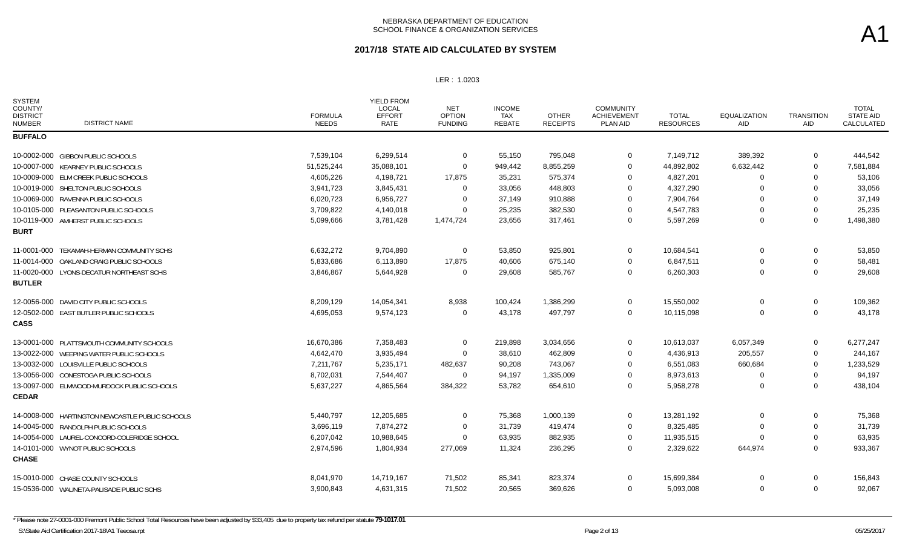NEBRASKA DEPARTMENT OF EDUCATION
SCHOOL FINANCE & ORGANIZATION SERVICES

A1

## 2017/18 STATE AID CALCULATED BY SYSTEM

LER : 1.0203

| SYSTEM COUNTY/ DISTRICT NUMBER | DISTRICT NAME | FORMULA NEEDS | YIELD FROM LOCAL EFFORT RATE | NET OPTION FUNDING | INCOME TAX REBATE | OTHER RECEIPTS | COMMUNITY ACHIEVEMENT PLAN AID | TOTAL RESOURCES | EQUALIZATION AID | TRANSITION AID | TOTAL STATE AID CALCULATED |
|---|---|---|---|---|---|---|---|---|---|---|---|
| **BUFFALO** | | | | | | | | | | | |
| 10-0002-000 | GIBBON PUBLIC SCHOOLS | 7,539,104 | 6,299,514 | 0 | 55,150 | 795,048 | 0 | 7,149,712 | 389,392 | 0 | 444,542 |
| 10-0007-000 | KEARNEY PUBLIC SCHOOLS | 51,525,244 | 35,088,101 | 0 | 949,442 | 8,855,259 | 0 | 44,892,802 | 6,632,442 | 0 | 7,581,884 |
| 10-0009-000 | ELM CREEK PUBLIC SCHOOLS | 4,605,226 | 4,198,721 | 17,875 | 35,231 | 575,374 | 0 | 4,827,201 | 0 | 0 | 53,106 |
| 10-0019-000 | SHELTON PUBLIC SCHOOLS | 3,941,723 | 3,845,431 | 0 | 33,056 | 448,803 | 0 | 4,327,290 | 0 | 0 | 33,056 |
| 10-0069-000 | RAVENNA PUBLIC SCHOOLS | 6,020,723 | 6,956,727 | 0 | 37,149 | 910,888 | 0 | 7,904,764 | 0 | 0 | 37,149 |
| 10-0105-000 | PLEASANTON PUBLIC SCHOOLS | 3,709,822 | 4,140,018 | 0 | 25,235 | 382,530 | 0 | 4,547,783 | 0 | 0 | 25,235 |
| 10-0119-000 | AMHERST PUBLIC SCHOOLS | 5,099,666 | 3,781,428 | 1,474,724 | 23,656 | 317,461 | 0 | 5,597,269 | 0 | 0 | 1,498,380 |
| **BURT** | | | | | | | | | | | |
| 11-0001-000 | TEKAMAH-HERMAN COMMUNITY SCHS | 6,632,272 | 9,704,890 | 0 | 53,850 | 925,801 | 0 | 10,684,541 | 0 | 0 | 53,850 |
| 11-0014-000 | OAKLAND CRAIG PUBLIC SCHOOLS | 5,833,686 | 6,113,890 | 17,875 | 40,606 | 675,140 | 0 | 6,847,511 | 0 | 0 | 58,481 |
| 11-0020-000 | LYONS-DECATUR NORTHEAST SCHS | 3,846,867 | 5,644,928 | 0 | 29,608 | 585,767 | 0 | 6,260,303 | 0 | 0 | 29,608 |
| **BUTLER** | | | | | | | | | | | |
| 12-0056-000 | DAVID CITY PUBLIC SCHOOLS | 8,209,129 | 14,054,341 | 8,938 | 100,424 | 1,386,299 | 0 | 15,550,002 | 0 | 0 | 109,362 |
| 12-0502-000 | EAST BUTLER PUBLIC SCHOOLS | 4,695,053 | 9,574,123 | 0 | 43,178 | 497,797 | 0 | 10,115,098 | 0 | 0 | 43,178 |
| **CASS** | | | | | | | | | | | |
| 13-0001-000 | PLATTSMOUTH COMMUNITY SCHOOLS | 16,670,386 | 7,358,483 | 0 | 219,898 | 3,034,656 | 0 | 10,613,037 | 6,057,349 | 0 | 6,277,247 |
| 13-0022-000 | WEEPING WATER PUBLIC SCHOOLS | 4,642,470 | 3,935,494 | 0 | 38,610 | 462,809 | 0 | 4,436,913 | 205,557 | 0 | 244,167 |
| 13-0032-000 | LOUISVILLE PUBLIC SCHOOLS | 7,211,767 | 5,235,171 | 482,637 | 90,208 | 743,067 | 0 | 6,551,083 | 660,684 | 0 | 1,233,529 |
| 13-0056-000 | CONESTOGA PUBLIC SCHOOLS | 8,702,031 | 7,544,407 | 0 | 94,197 | 1,335,009 | 0 | 8,973,613 | 0 | 0 | 94,197 |
| 13-0097-000 | ELMWOOD-MURDOCK PUBLIC SCHOOLS | 5,637,227 | 4,865,564 | 384,322 | 53,782 | 654,610 | 0 | 5,958,278 | 0 | 0 | 438,104 |
| **CEDAR** | | | | | | | | | | | |
| 14-0008-000 | HARTINGTON NEWCASTLE PUBLIC SCHOOLS | 5,440,797 | 12,205,685 | 0 | 75,368 | 1,000,139 | 0 | 13,281,192 | 0 | 0 | 75,368 |
| 14-0045-000 | RANDOLPH PUBLIC SCHOOLS | 3,696,119 | 7,874,272 | 0 | 31,739 | 419,474 | 0 | 8,325,485 | 0 | 0 | 31,739 |
| 14-0054-000 | LAUREL-CONCORD-COLERIDGE SCHOOL | 6,207,042 | 10,988,645 | 0 | 63,935 | 882,935 | 0 | 11,935,515 | 0 | 0 | 63,935 |
| 14-0101-000 | WYNOT PUBLIC SCHOOLS | 2,974,596 | 1,804,934 | 277,069 | 11,324 | 236,295 | 0 | 2,329,622 | 644,974 | 0 | 933,367 |
| **CHASE** | | | | | | | | | | | |
| 15-0010-000 | CHASE COUNTY SCHOOLS | 8,041,970 | 14,719,167 | 71,502 | 85,341 | 823,374 | 0 | 15,699,384 | 0 | 0 | 156,843 |
| 15-0536-000 | WAUNETA-PALISADE PUBLIC SCHS | 3,900,843 | 4,631,315 | 71,502 | 20,565 | 369,626 | 0 | 5,093,008 | 0 | 0 | 92,067 |

* Please note 27-0001-000 Fremont Public School Total Resources have been adjusted by $33,405 due to property tax refund per statute **79-1017.01**

S:\State Aid Certification 2017-18\A1 Teeosa.rpt 05/25/2017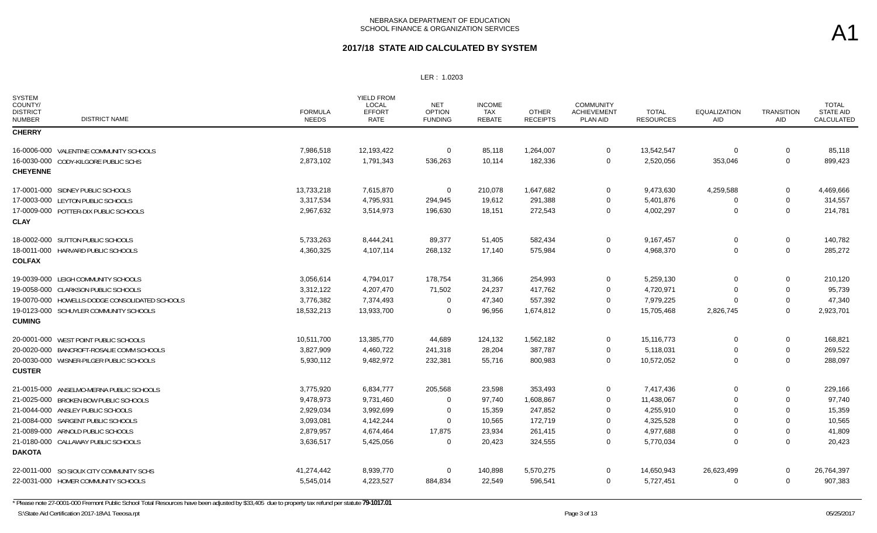NEBRASKA DEPARTMENT OF EDUCATION
SCHOOL FINANCE & ORGANIZATION SERVICES

A1

## 2017/18 STATE AID CALCULATED BY SYSTEM

LER : 1.0203

| SYSTEM COUNTY/ DISTRICT NUMBER | DISTRICT NAME | FORMULA NEEDS | YIELD FROM LOCAL EFFORT RATE | NET OPTION FUNDING | INCOME TAX REBATE | OTHER RECEIPTS | COMMUNITY ACHIEVEMENT PLAN AID | TOTAL RESOURCES | EQUALIZATION AID | TRANSITION AID | TOTAL STATE AID CALCULATED |
|---|---|---|---|---|---|---|---|---|---|---|---|
| **CHERRY** | | | | | | | | | | | |
| 16-0006-000 | VALENTINE COMMUNITY SCHOOLS | 7,986,518 | 12,193,422 | 0 | 85,118 | 1,264,007 | 0 | 13,542,547 | 0 | 0 | 85,118 |
| 16-0030-000 | CODY-KILGORE PUBLIC SCHS | 2,873,102 | 1,791,343 | 536,263 | 10,114 | 182,336 | 0 | 2,520,056 | 353,046 | 0 | 899,423 |
| **CHEYENNE** | | | | | | | | | | | |
| 17-0001-000 | SIDNEY PUBLIC SCHOOLS | 13,733,218 | 7,615,870 | 0 | 210,078 | 1,647,682 | 0 | 9,473,630 | 4,259,588 | 0 | 4,469,666 |
| 17-0003-000 | LEYTON PUBLIC SCHOOLS | 3,317,534 | 4,795,931 | 294,945 | 19,612 | 291,388 | 0 | 5,401,876 | 0 | 0 | 314,557 |
| 17-0009-000 | POTTER-DIX PUBLIC SCHOOLS | 2,967,632 | 3,514,973 | 196,630 | 18,151 | 272,543 | 0 | 4,002,297 | 0 | 0 | 214,781 |
| **CLAY** | | | | | | | | | | | |
| 18-0002-000 | SUTTON PUBLIC SCHOOLS | 5,733,263 | 8,444,241 | 89,377 | 51,405 | 582,434 | 0 | 9,167,457 | 0 | 0 | 140,782 |
| 18-0011-000 | HARVARD PUBLIC SCHOOLS | 4,360,325 | 4,107,114 | 268,132 | 17,140 | 575,984 | 0 | 4,968,370 | 0 | 0 | 285,272 |
| **COLFAX** | | | | | | | | | | | |
| 19-0039-000 | LEIGH COMMUNITY SCHOOLS | 3,056,614 | 4,794,017 | 178,754 | 31,366 | 254,993 | 0 | 5,259,130 | 0 | 0 | 210,120 |
| 19-0058-000 | CLARKSON PUBLIC SCHOOLS | 3,312,122 | 4,207,470 | 71,502 | 24,237 | 417,762 | 0 | 4,720,971 | 0 | 0 | 95,739 |
| 19-0070-000 | HOWELLS-DODGE CONSOLIDATED SCHOOLS | 3,776,382 | 7,374,493 | 0 | 47,340 | 557,392 | 0 | 7,979,225 | 0 | 0 | 47,340 |
| 19-0123-000 | SCHUYLER COMMUNITY SCHOOLS | 18,532,213 | 13,933,700 | 0 | 96,956 | 1,674,812 | 0 | 15,705,468 | 2,826,745 | 0 | 2,923,701 |
| **CUMING** | | | | | | | | | | | |
| 20-0001-000 | WEST POINT PUBLIC SCHOOLS | 10,511,700 | 13,385,770 | 44,689 | 124,132 | 1,562,182 | 0 | 15,116,773 | 0 | 0 | 168,821 |
| 20-0020-000 | BANCROFT-ROSALIE COMM SCHOOLS | 3,827,909 | 4,460,722 | 241,318 | 28,204 | 387,787 | 0 | 5,118,031 | 0 | 0 | 269,522 |
| 20-0030-000 | WISNER-PILGER PUBLIC SCHOOLS | 5,930,112 | 9,482,972 | 232,381 | 55,716 | 800,983 | 0 | 10,572,052 | 0 | 0 | 288,097 |
| **CUSTER** | | | | | | | | | | | |
| 21-0015-000 | ANSELMO-MERNA PUBLIC SCHOOLS | 3,775,920 | 6,834,777 | 205,568 | 23,598 | 353,493 | 0 | 7,417,436 | 0 | 0 | 229,166 |
| 21-0025-000 | BROKEN BOW PUBLIC SCHOOLS | 9,478,973 | 9,731,460 | 0 | 97,740 | 1,608,867 | 0 | 11,438,067 | 0 | 0 | 97,740 |
| 21-0044-000 | ANSLEY PUBLIC SCHOOLS | 2,929,034 | 3,992,699 | 0 | 15,359 | 247,852 | 0 | 4,255,910 | 0 | 0 | 15,359 |
| 21-0084-000 | SARGENT PUBLIC SCHOOLS | 3,093,081 | 4,142,244 | 0 | 10,565 | 172,719 | 0 | 4,325,528 | 0 | 0 | 10,565 |
| 21-0089-000 | ARNOLD PUBLIC SCHOOLS | 2,879,957 | 4,674,464 | 17,875 | 23,934 | 261,415 | 0 | 4,977,688 | 0 | 0 | 41,809 |
| 21-0180-000 | CALLAWAY PUBLIC SCHOOLS | 3,636,517 | 5,425,056 | 0 | 20,423 | 324,555 | 0 | 5,770,034 | 0 | 0 | 20,423 |
| **DAKOTA** | | | | | | | | | | | |
| 22-0011-000 | SO SIOUX CITY COMMUNITY SCHS | 41,274,442 | 8,939,770 | 0 | 140,898 | 5,570,275 | 0 | 14,650,943 | 26,623,499 | 0 | 26,764,397 |
| 22-0031-000 | HOMER COMMUNITY SCHOOLS | 5,545,014 | 4,223,527 | 884,834 | 22,549 | 596,541 | 0 | 5,727,451 | 0 | 0 | 907,383 |

\* Please note 27-0001-000 Fremont Public School Total Resources have been adjusted by $33,405 due to property tax refund per statute **79-1017.01**

S:\State Aid Certification 2017-18\A1 Teeosa.rpt — 05/25/2017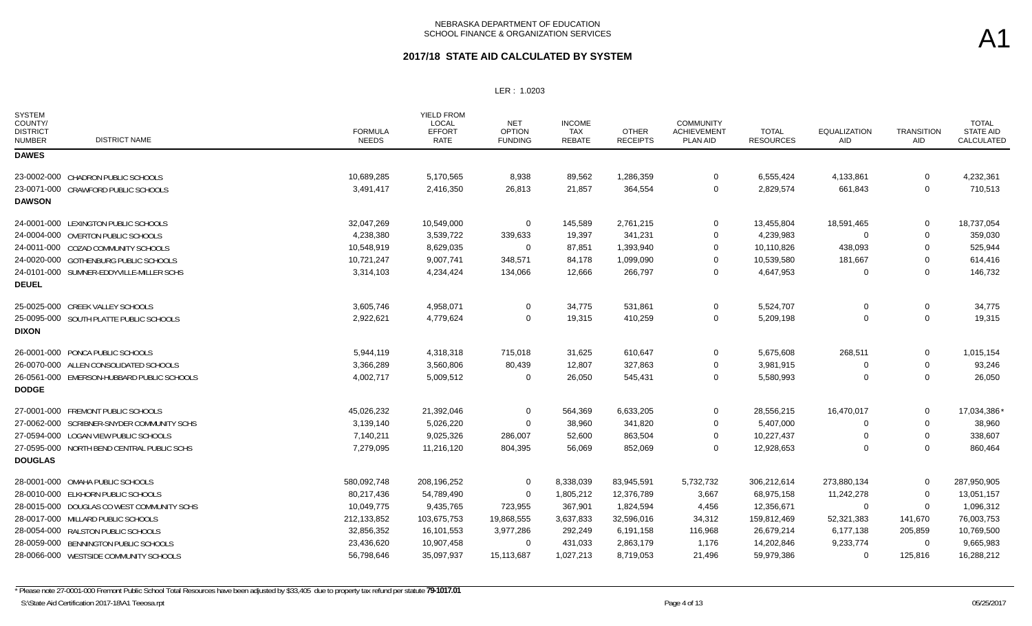NEBRASKA DEPARTMENT OF EDUCATION
SCHOOL FINANCE & ORGANIZATION SERVICES

A1

## 2017/18 STATE AID CALCULATED BY SYSTEM

LER : 1.0203

| SYSTEM COUNTY/ DISTRICT NUMBER | DISTRICT NAME | FORMULA NEEDS | YIELD FROM LOCAL EFFORT RATE | NET OPTION FUNDING | INCOME TAX REBATE | OTHER RECEIPTS | COMMUNITY ACHIEVEMENT PLAN AID | TOTAL RESOURCES | EQUALIZATION AID | TRANSITION AID | TOTAL STATE AID CALCULATED |
|---|---|---|---|---|---|---|---|---|---|---|---|
| **DAWES** | | | | | | | | | | | |
| 23-0002-000 | CHADRON PUBLIC SCHOOLS | 10,689,285 | 5,170,565 | 8,938 | 89,562 | 1,286,359 | 0 | 6,555,424 | 4,133,861 | 0 | 4,232,361 |
| 23-0071-000 | CRAWFORD PUBLIC SCHOOLS | 3,491,417 | 2,416,350 | 26,813 | 21,857 | 364,554 | 0 | 2,829,574 | 661,843 | 0 | 710,513 |
| **DAWSON** | | | | | | | | | | | |
| 24-0001-000 | LEXINGTON PUBLIC SCHOOLS | 32,047,269 | 10,549,000 | 0 | 145,589 | 2,761,215 | 0 | 13,455,804 | 18,591,465 | 0 | 18,737,054 |
| 24-0004-000 | OVERTON PUBLIC SCHOOLS | 4,238,380 | 3,539,722 | 339,633 | 19,397 | 341,231 | 0 | 4,239,983 | 0 | 0 | 359,030 |
| 24-0011-000 | COZAD COMMUNITY SCHOOLS | 10,548,919 | 8,629,035 | 0 | 87,851 | 1,393,940 | 0 | 10,110,826 | 438,093 | 0 | 525,944 |
| 24-0020-000 | GOTHENBURG PUBLIC SCHOOLS | 10,721,247 | 9,007,741 | 348,571 | 84,178 | 1,099,090 | 0 | 10,539,580 | 181,667 | 0 | 614,416 |
| 24-0101-000 | SUMNER-EDDYVILLE-MILLER SCHS | 3,314,103 | 4,234,424 | 134,066 | 12,666 | 266,797 | 0 | 4,647,953 | 0 | 0 | 146,732 |
| **DEUEL** | | | | | | | | | | | |
| 25-0025-000 | CREEK VALLEY SCHOOLS | 3,605,746 | 4,958,071 | 0 | 34,775 | 531,861 | 0 | 5,524,707 | 0 | 0 | 34,775 |
| 25-0095-000 | SOUTH PLATTE PUBLIC SCHOOLS | 2,922,621 | 4,779,624 | 0 | 19,315 | 410,259 | 0 | 5,209,198 | 0 | 0 | 19,315 |
| **DIXON** | | | | | | | | | | | |
| 26-0001-000 | PONCA PUBLIC SCHOOLS | 5,944,119 | 4,318,318 | 715,018 | 31,625 | 610,647 | 0 | 5,675,608 | 268,511 | 0 | 1,015,154 |
| 26-0070-000 | ALLEN CONSOLIDATED SCHOOLS | 3,366,289 | 3,560,806 | 80,439 | 12,807 | 327,863 | 0 | 3,981,915 | 0 | 0 | 93,246 |
| 26-0561-000 | EMERSON-HUBBARD PUBLIC SCHOOLS | 4,002,717 | 5,009,512 | 0 | 26,050 | 545,431 | 0 | 5,580,993 | 0 | 0 | 26,050 |
| **DODGE** | | | | | | | | | | | |
| 27-0001-000 | FREMONT PUBLIC SCHOOLS | 45,026,232 | 21,392,046 | 0 | 564,369 | 6,633,205 | 0 | 28,556,215 | 16,470,017 | 0 | 17,034,386* |
| 27-0062-000 | SCRIBNER-SNYDER COMMUNITY SCHS | 3,139,140 | 5,026,220 | 0 | 38,960 | 341,820 | 0 | 5,407,000 | 0 | 0 | 38,960 |
| 27-0594-000 | LOGAN VIEW PUBLIC SCHOOLS | 7,140,211 | 9,025,326 | 286,007 | 52,600 | 863,504 | 0 | 10,227,437 | 0 | 0 | 338,607 |
| 27-0595-000 | NORTH BEND CENTRAL PUBLIC SCHS | 7,279,095 | 11,216,120 | 804,395 | 56,069 | 852,069 | 0 | 12,928,653 | 0 | 0 | 860,464 |
| **DOUGLAS** | | | | | | | | | | | |
| 28-0001-000 | OMAHA PUBLIC SCHOOLS | 580,092,748 | 208,196,252 | 0 | 8,338,039 | 83,945,591 | 5,732,732 | 306,212,614 | 273,880,134 | 0 | 287,950,905 |
| 28-0010-000 | ELKHORN PUBLIC SCHOOLS | 80,217,436 | 54,789,490 | 0 | 1,805,212 | 12,376,789 | 3,667 | 68,975,158 | 11,242,278 | 0 | 13,051,157 |
| 28-0015-000 | DOUGLAS CO WEST COMMUNITY SCHS | 10,049,775 | 9,435,765 | 723,955 | 367,901 | 1,824,594 | 4,456 | 12,356,671 | 0 | 0 | 1,096,312 |
| 28-0017-000 | MILLARD PUBLIC SCHOOLS | 212,133,852 | 103,675,753 | 19,868,555 | 3,637,833 | 32,596,016 | 34,312 | 159,812,469 | 52,321,383 | 141,670 | 76,003,753 |
| 28-0054-000 | RALSTON PUBLIC SCHOOLS | 32,856,352 | 16,101,553 | 3,977,286 | 292,249 | 6,191,158 | 116,968 | 26,679,214 | 6,177,138 | 205,859 | 10,769,500 |
| 28-0059-000 | BENNINGTON PUBLIC SCHOOLS | 23,436,620 | 10,907,458 | 0 | 431,033 | 2,863,179 | 1,176 | 14,202,846 | 9,233,774 | 0 | 9,665,983 |
| 28-0066-000 | WESTSIDE COMMUNITY SCHOOLS | 56,798,646 | 35,097,937 | 15,113,687 | 1,027,213 | 8,719,053 | 21,496 | 59,979,386 | 0 | 125,816 | 16,288,212 |

* Please note 27-0001-000 Fremont Public School Total Resources have been adjusted by $33,405 due to property tax refund per statute **79-1017.01**

S:\State Aid Certification 2017-18\A1 Teeosa.rpt    05/25/2017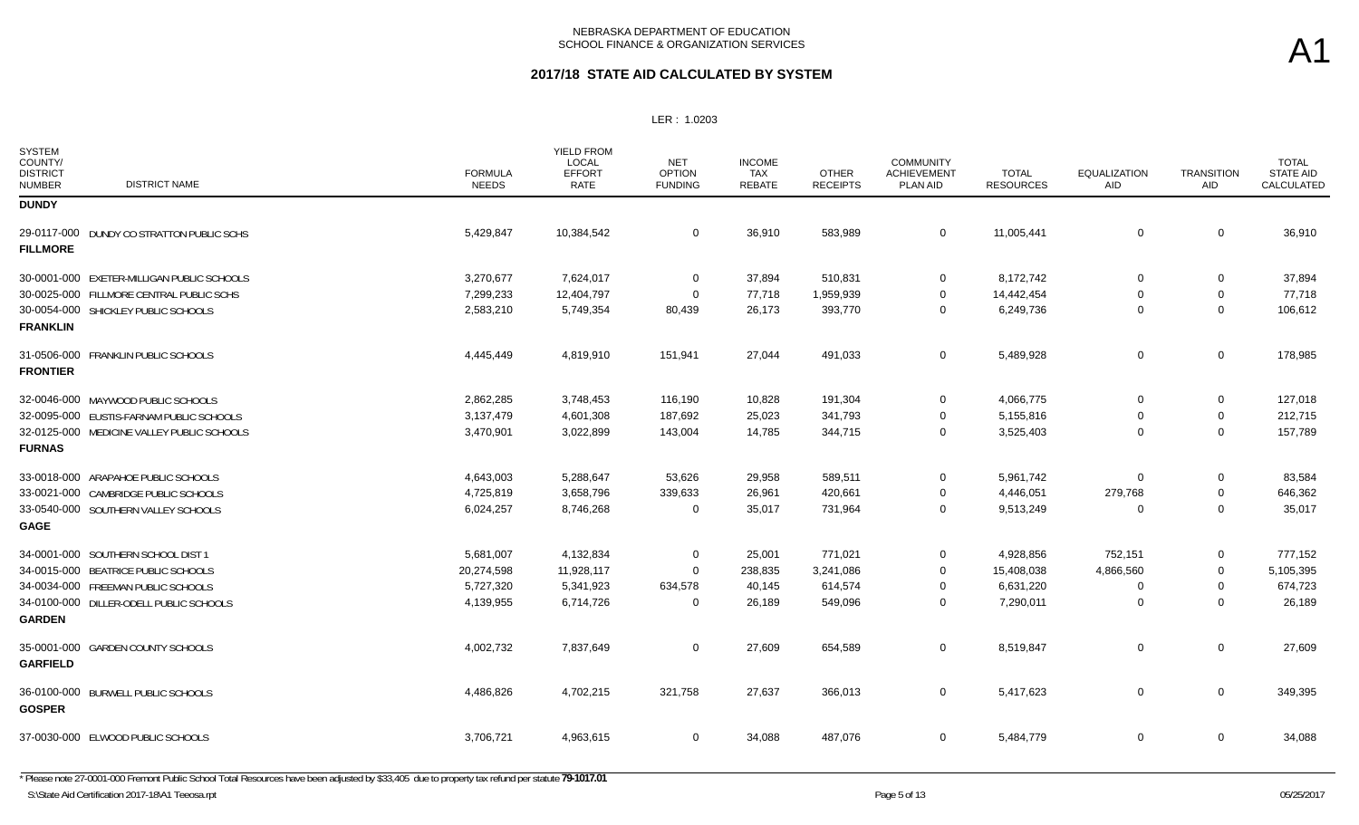NEBRASKA DEPARTMENT OF EDUCATION
SCHOOL FINANCE & ORGANIZATION SERVICES

# 2017/18 STATE AID CALCULATED BY SYSTEM

A1

LER : 1.0203

| SYSTEM COUNTY/ DISTRICT NUMBER | DISTRICT NAME | FORMULA NEEDS | YIELD FROM LOCAL EFFORT RATE | NET OPTION FUNDING | INCOME TAX REBATE | OTHER RECEIPTS | COMMUNITY ACHIEVEMENT PLAN AID | TOTAL RESOURCES | EQUALIZATION AID | TRANSITION AID | TOTAL STATE AID CALCULATED |
|---|---|---|---|---|---|---|---|---|---|---|---|
| **DUNDY** | | | | | | | | | | | |
| 29-0117-000 | DUNDY CO STRATTON PUBLIC SCHS | 5,429,847 | 10,384,542 | 0 | 36,910 | 583,989 | 0 | 11,005,441 | 0 | 0 | 36,910 |
| **FILLMORE** | | | | | | | | | | | |
| 30-0001-000 | EXETER-MILLIGAN PUBLIC SCHOOLS | 3,270,677 | 7,624,017 | 0 | 37,894 | 510,831 | 0 | 8,172,742 | 0 | 0 | 37,894 |
| 30-0025-000 | FILLMORE CENTRAL PUBLIC SCHS | 7,299,233 | 12,404,797 | 0 | 77,718 | 1,959,939 | 0 | 14,442,454 | 0 | 0 | 77,718 |
| 30-0054-000 | SHICKLEY PUBLIC SCHOOLS | 2,583,210 | 5,749,354 | 80,439 | 26,173 | 393,770 | 0 | 6,249,736 | 0 | 0 | 106,612 |
| **FRANKLIN** | | | | | | | | | | | |
| 31-0506-000 | FRANKLIN PUBLIC SCHOOLS | 4,445,449 | 4,819,910 | 151,941 | 27,044 | 491,033 | 0 | 5,489,928 | 0 | 0 | 178,985 |
| **FRONTIER** | | | | | | | | | | | |
| 32-0046-000 | MAYWOOD PUBLIC SCHOOLS | 2,862,285 | 3,748,453 | 116,190 | 10,828 | 191,304 | 0 | 4,066,775 | 0 | 0 | 127,018 |
| 32-0095-000 | EUSTIS-FARNAM PUBLIC SCHOOLS | 3,137,479 | 4,601,308 | 187,692 | 25,023 | 341,793 | 0 | 5,155,816 | 0 | 0 | 212,715 |
| 32-0125-000 | MEDICINE VALLEY PUBLIC SCHOOLS | 3,470,901 | 3,022,899 | 143,004 | 14,785 | 344,715 | 0 | 3,525,403 | 0 | 0 | 157,789 |
| **FURNAS** | | | | | | | | | | | |
| 33-0018-000 | ARAPAHOE PUBLIC SCHOOLS | 4,643,003 | 5,288,647 | 53,626 | 29,958 | 589,511 | 0 | 5,961,742 | 0 | 0 | 83,584 |
| 33-0021-000 | CAMBRIDGE PUBLIC SCHOOLS | 4,725,819 | 3,658,796 | 339,633 | 26,961 | 420,661 | 0 | 4,446,051 | 279,768 | 0 | 646,362 |
| 33-0540-000 | SOUTHERN VALLEY SCHOOLS | 6,024,257 | 8,746,268 | 0 | 35,017 | 731,964 | 0 | 9,513,249 | 0 | 0 | 35,017 |
| **GAGE** | | | | | | | | | | | |
| 34-0001-000 | SOUTHERN SCHOOL DIST 1 | 5,681,007 | 4,132,834 | 0 | 25,001 | 771,021 | 0 | 4,928,856 | 752,151 | 0 | 777,152 |
| 34-0015-000 | BEATRICE PUBLIC SCHOOLS | 20,274,598 | 11,928,117 | 0 | 238,835 | 3,241,086 | 0 | 15,408,038 | 4,866,560 | 0 | 5,105,395 |
| 34-0034-000 | FREEMAN PUBLIC SCHOOLS | 5,727,320 | 5,341,923 | 634,578 | 40,145 | 614,574 | 0 | 6,631,220 | 0 | 0 | 674,723 |
| 34-0100-000 | DILLER-ODELL PUBLIC SCHOOLS | 4,139,955 | 6,714,726 | 0 | 26,189 | 549,096 | 0 | 7,290,011 | 0 | 0 | 26,189 |
| **GARDEN** | | | | | | | | | | | |
| 35-0001-000 | GARDEN COUNTY SCHOOLS | 4,002,732 | 7,837,649 | 0 | 27,609 | 654,589 | 0 | 8,519,847 | 0 | 0 | 27,609 |
| **GARFIELD** | | | | | | | | | | | |
| 36-0100-000 | BURWELL PUBLIC SCHOOLS | 4,486,826 | 4,702,215 | 321,758 | 27,637 | 366,013 | 0 | 5,417,623 | 0 | 0 | 349,395 |
| **GOSPER** | | | | | | | | | | | |
| 37-0030-000 | ELWOOD PUBLIC SCHOOLS | 3,706,721 | 4,963,615 | 0 | 34,088 | 487,076 | 0 | 5,484,779 | 0 | 0 | 34,088 |

* Please note 27-0001-000 Fremont Public School Total Resources have been adjusted by $33,405 due to property tax refund per statute **79-1017.01**

S:\State Aid Certification 2017-18\A1 Teeosa.rpt    05/25/2017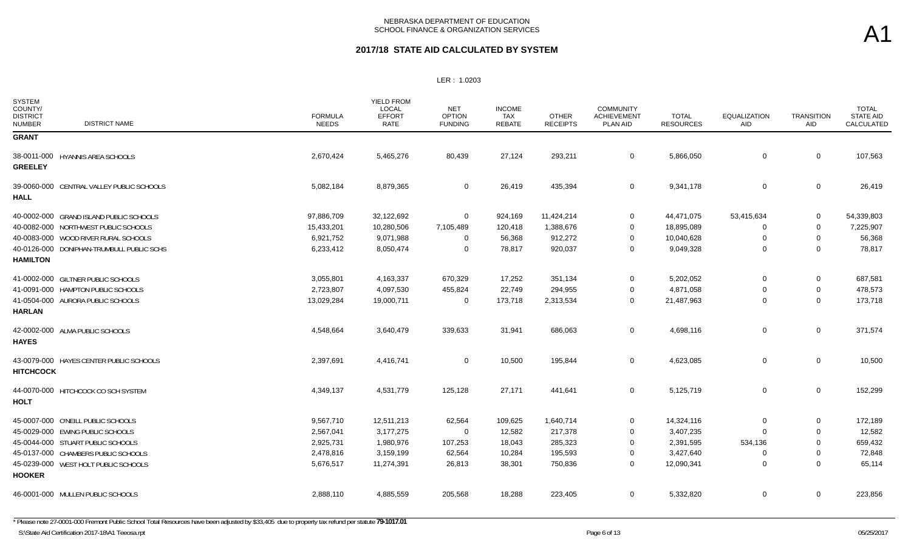NEBRASKA DEPARTMENT OF EDUCATION
SCHOOL FINANCE & ORGANIZATION SERVICES

A1

## 2017/18 STATE AID CALCULATED BY SYSTEM

LER : 1.0203

| SYSTEM COUNTY/ DISTRICT NUMBER | DISTRICT NAME | FORMULA NEEDS | YIELD FROM LOCAL EFFORT RATE | NET OPTION FUNDING | INCOME TAX REBATE | OTHER RECEIPTS | COMMUNITY ACHIEVEMENT PLAN AID | TOTAL RESOURCES | EQUALIZATION AID | TRANSITION AID | TOTAL STATE AID CALCULATED |
|---|---|---|---|---|---|---|---|---|---|---|---|
| **GRANT** | | | | | | | | | | | |
| 38-0011-000 | HYANNIS AREA SCHOOLS | 2,670,424 | 5,465,276 | 80,439 | 27,124 | 293,211 | 0 | 5,866,050 | 0 | 0 | 107,563 |
| **GREELEY** | | | | | | | | | | | |
| 39-0060-000 | CENTRAL VALLEY PUBLIC SCHOOLS | 5,082,184 | 8,879,365 | 0 | 26,419 | 435,394 | 0 | 9,341,178 | 0 | 0 | 26,419 |
| **HALL** | | | | | | | | | | | |
| 40-0002-000 | GRAND ISLAND PUBLIC SCHOOLS | 97,886,709 | 32,122,692 | 0 | 924,169 | 11,424,214 | 0 | 44,471,075 | 53,415,634 | 0 | 54,339,803 |
| 40-0082-000 | NORTHWEST PUBLIC SCHOOLS | 15,433,201 | 10,280,506 | 7,105,489 | 120,418 | 1,388,676 | 0 | 18,895,089 | 0 | 0 | 7,225,907 |
| 40-0083-000 | WOOD RIVER RURAL SCHOOLS | 6,921,752 | 9,071,988 | 0 | 56,368 | 912,272 | 0 | 10,040,628 | 0 | 0 | 56,368 |
| 40-0126-000 | DONIPHAN-TRUMBULL PUBLIC SCHS | 6,233,412 | 8,050,474 | 0 | 78,817 | 920,037 | 0 | 9,049,328 | 0 | 0 | 78,817 |
| **HAMILTON** | | | | | | | | | | | |
| 41-0002-000 | GILTNER PUBLIC SCHOOLS | 3,055,801 | 4,163,337 | 670,329 | 17,252 | 351,134 | 0 | 5,202,052 | 0 | 0 | 687,581 |
| 41-0091-000 | HAMPTON PUBLIC SCHOOLS | 2,723,807 | 4,097,530 | 455,824 | 22,749 | 294,955 | 0 | 4,871,058 | 0 | 0 | 478,573 |
| 41-0504-000 | AURORA PUBLIC SCHOOLS | 13,029,284 | 19,000,711 | 0 | 173,718 | 2,313,534 | 0 | 21,487,963 | 0 | 0 | 173,718 |
| **HARLAN** | | | | | | | | | | | |
| 42-0002-000 | ALMA PUBLIC SCHOOLS | 4,548,664 | 3,640,479 | 339,633 | 31,941 | 686,063 | 0 | 4,698,116 | 0 | 0 | 371,574 |
| **HAYES** | | | | | | | | | | | |
| 43-0079-000 | HAYES CENTER PUBLIC SCHOOLS | 2,397,691 | 4,416,741 | 0 | 10,500 | 195,844 | 0 | 4,623,085 | 0 | 0 | 10,500 |
| **HITCHCOCK** | | | | | | | | | | | |
| 44-0070-000 | HITCHCOCK CO SCH SYSTEM | 4,349,137 | 4,531,779 | 125,128 | 27,171 | 441,641 | 0 | 5,125,719 | 0 | 0 | 152,299 |
| **HOLT** | | | | | | | | | | | |
| 45-0007-000 | O'NEILL PUBLIC SCHOOLS | 9,567,710 | 12,511,213 | 62,564 | 109,625 | 1,640,714 | 0 | 14,324,116 | 0 | 0 | 172,189 |
| 45-0029-000 | EWING PUBLIC SCHOOLS | 2,567,041 | 3,177,275 | 0 | 12,582 | 217,378 | 0 | 3,407,235 | 0 | 0 | 12,582 |
| 45-0044-000 | STUART PUBLIC SCHOOLS | 2,925,731 | 1,980,976 | 107,253 | 18,043 | 285,323 | 0 | 2,391,595 | 534,136 | 0 | 659,432 |
| 45-0137-000 | CHAMBERS PUBLIC SCHOOLS | 2,478,816 | 3,159,199 | 62,564 | 10,284 | 195,593 | 0 | 3,427,640 | 0 | 0 | 72,848 |
| 45-0239-000 | WEST HOLT PUBLIC SCHOOLS | 5,676,517 | 11,274,391 | 26,813 | 38,301 | 750,836 | 0 | 12,090,341 | 0 | 0 | 65,114 |
| **HOOKER** | | | | | | | | | | | |
| 46-0001-000 | MULLEN PUBLIC SCHOOLS | 2,888,110 | 4,885,559 | 205,568 | 18,288 | 223,405 | 0 | 5,332,820 | 0 | 0 | 223,856 |

* Please note 27-0001-000 Fremont Public School Total Resources have been adjusted by $33,405 due to property tax refund per statute **79-1017.01**

S:\State Aid Certification 2017-18\A1 Teeosa.rpt

05/25/2017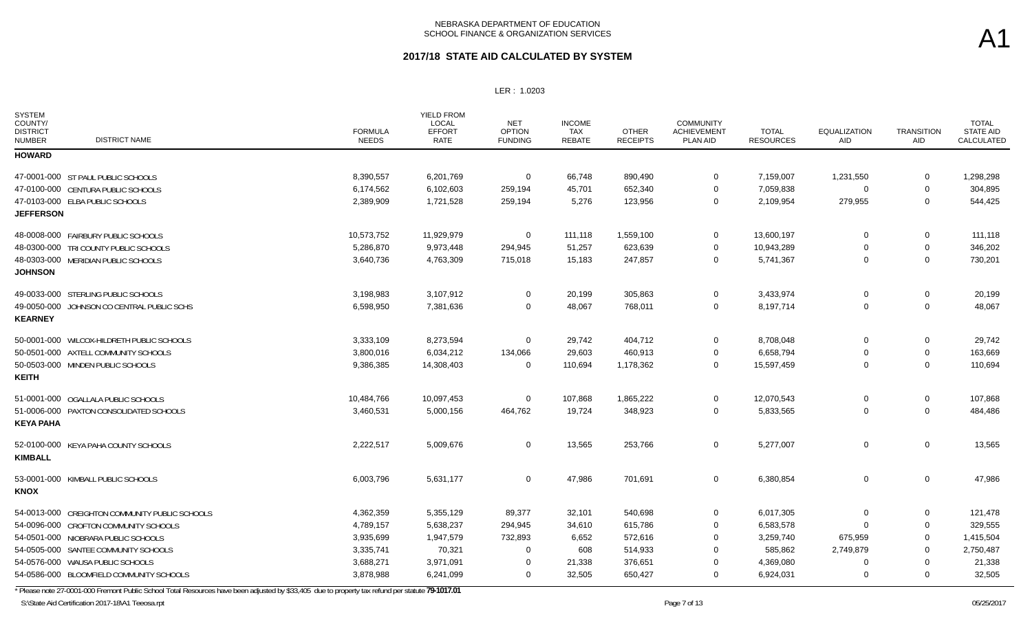NEBRASKA DEPARTMENT OF EDUCATION
SCHOOL FINANCE & ORGANIZATION SERVICES

A1

## 2017/18 STATE AID CALCULATED BY SYSTEM

LER : 1.0203

| SYSTEM COUNTY/ DISTRICT NUMBER | DISTRICT NAME | FORMULA NEEDS | YIELD FROM LOCAL EFFORT RATE | NET OPTION FUNDING | INCOME TAX REBATE | OTHER RECEIPTS | COMMUNITY ACHIEVEMENT PLAN AID | TOTAL RESOURCES | EQUALIZATION AID | TRANSITION AID | TOTAL STATE AID CALCULATED |
|---|---|---|---|---|---|---|---|---|---|---|---|
| **HOWARD** | | | | | | | | | | | |
| 47-0001-000 | ST PAUL PUBLIC SCHOOLS | 8,390,557 | 6,201,769 | 0 | 66,748 | 890,490 | 0 | 7,159,007 | 1,231,550 | 0 | 1,298,298 |
| 47-0100-000 | CENTURA PUBLIC SCHOOLS | 6,174,562 | 6,102,603 | 259,194 | 45,701 | 652,340 | 0 | 7,059,838 | 0 | 0 | 304,895 |
| 47-0103-000 | ELBA PUBLIC SCHOOLS | 2,389,909 | 1,721,528 | 259,194 | 5,276 | 123,956 | 0 | 2,109,954 | 279,955 | 0 | 544,425 |
| **JEFFERSON** | | | | | | | | | | | |
| 48-0008-000 | FAIRBURY PUBLIC SCHOOLS | 10,573,752 | 11,929,979 | 0 | 111,118 | 1,559,100 | 0 | 13,600,197 | 0 | 0 | 111,118 |
| 48-0300-000 | TRI COUNTY PUBLIC SCHOOLS | 5,286,870 | 9,973,448 | 294,945 | 51,257 | 623,639 | 0 | 10,943,289 | 0 | 0 | 346,202 |
| 48-0303-000 | MERIDIAN PUBLIC SCHOOLS | 3,640,736 | 4,763,309 | 715,018 | 15,183 | 247,857 | 0 | 5,741,367 | 0 | 0 | 730,201 |
| **JOHNSON** | | | | | | | | | | | |
| 49-0033-000 | STERLING PUBLIC SCHOOLS | 3,198,983 | 3,107,912 | 0 | 20,199 | 305,863 | 0 | 3,433,974 | 0 | 0 | 20,199 |
| 49-0050-000 | JOHNSON CO CENTRAL PUBLIC SCHS | 6,598,950 | 7,381,636 | 0 | 48,067 | 768,011 | 0 | 8,197,714 | 0 | 0 | 48,067 |
| **KEARNEY** | | | | | | | | | | | |
| 50-0001-000 | WILCOX-HILDRETH PUBLIC SCHOOLS | 3,333,109 | 8,273,594 | 0 | 29,742 | 404,712 | 0 | 8,708,048 | 0 | 0 | 29,742 |
| 50-0501-000 | AXTELL COMMUNITY SCHOOLS | 3,800,016 | 6,034,212 | 134,066 | 29,603 | 460,913 | 0 | 6,658,794 | 0 | 0 | 163,669 |
| 50-0503-000 | MINDEN PUBLIC SCHOOLS | 9,386,385 | 14,308,403 | 0 | 110,694 | 1,178,362 | 0 | 15,597,459 | 0 | 0 | 110,694 |
| **KEITH** | | | | | | | | | | | |
| 51-0001-000 | OGALLALA PUBLIC SCHOOLS | 10,484,766 | 10,097,453 | 0 | 107,868 | 1,865,222 | 0 | 12,070,543 | 0 | 0 | 107,868 |
| 51-0006-000 | PAXTON CONSOLIDATED SCHOOLS | 3,460,531 | 5,000,156 | 464,762 | 19,724 | 348,923 | 0 | 5,833,565 | 0 | 0 | 484,486 |
| **KEYA PAHA** | | | | | | | | | | | |
| 52-0100-000 | KEYA PAHA COUNTY SCHOOLS | 2,222,517 | 5,009,676 | 0 | 13,565 | 253,766 | 0 | 5,277,007 | 0 | 0 | 13,565 |
| **KIMBALL** | | | | | | | | | | | |
| 53-0001-000 | KIMBALL PUBLIC SCHOOLS | 6,003,796 | 5,631,177 | 0 | 47,986 | 701,691 | 0 | 6,380,854 | 0 | 0 | 47,986 |
| **KNOX** | | | | | | | | | | | |
| 54-0013-000 | CREIGHTON COMMUNITY PUBLIC SCHOOLS | 4,362,359 | 5,355,129 | 89,377 | 32,101 | 540,698 | 0 | 6,017,305 | 0 | 0 | 121,478 |
| 54-0096-000 | CROFTON COMMUNITY SCHOOLS | 4,789,157 | 5,638,237 | 294,945 | 34,610 | 615,786 | 0 | 6,583,578 | 0 | 0 | 329,555 |
| 54-0501-000 | NIOBRARA PUBLIC SCHOOLS | 3,935,699 | 1,947,579 | 732,893 | 6,652 | 572,616 | 0 | 3,259,740 | 675,959 | 0 | 1,415,504 |
| 54-0505-000 | SANTEE COMMUNITY SCHOOLS | 3,335,741 | 70,321 | 0 | 608 | 514,933 | 0 | 585,862 | 2,749,879 | 0 | 2,750,487 |
| 54-0576-000 | WAUSA PUBLIC SCHOOLS | 3,688,271 | 3,971,091 | 0 | 21,338 | 376,651 | 0 | 4,369,080 | 0 | 0 | 21,338 |
| 54-0586-000 | BLOOMFIELD COMMUNITY SCHOOLS | 3,878,988 | 6,241,099 | 0 | 32,505 | 650,427 | 0 | 6,924,031 | 0 | 0 | 32,505 |

* Please note 27-0001-000 Fremont Public School Total Resources have been adjusted by $33,405 due to property tax refund per statute **79-1017.01**

S:\State Aid Certification 2017-18\A1 Teeosa.rpt — 05/25/2017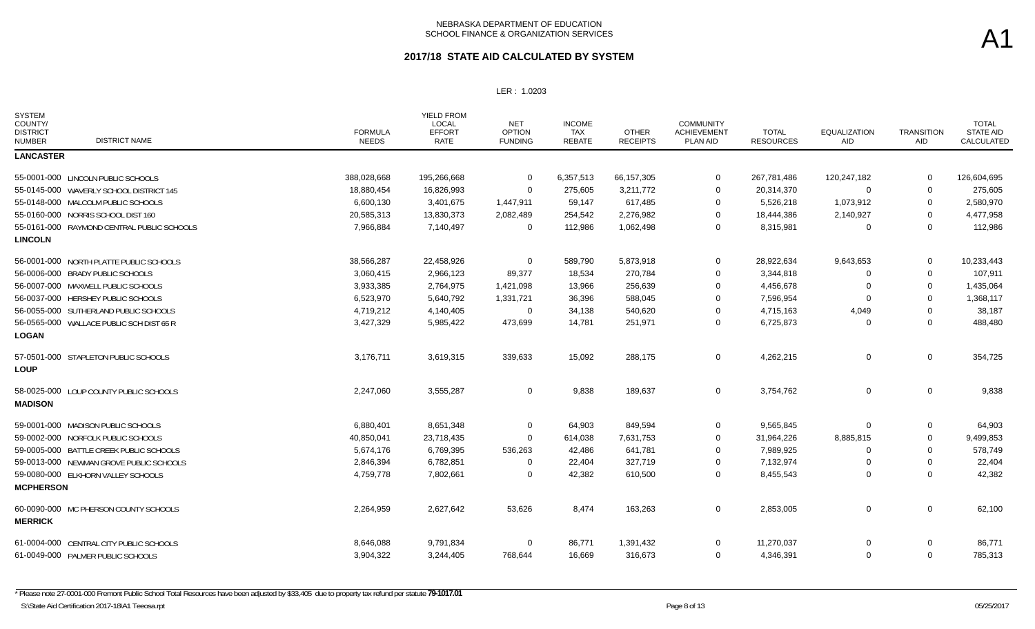NEBRASKA DEPARTMENT OF EDUCATION
SCHOOL FINANCE & ORGANIZATION SERVICES

# 2017/18 STATE AID CALCULATED BY SYSTEM

A1

LER : 1.0203

| SYSTEM COUNTY/ DISTRICT NUMBER | DISTRICT NAME | FORMULA NEEDS | YIELD FROM LOCAL EFFORT RATE | NET OPTION FUNDING | INCOME TAX REBATE | OTHER RECEIPTS | COMMUNITY ACHIEVEMENT PLAN AID | TOTAL RESOURCES | EQUALIZATION AID | TRANSITION AID | TOTAL STATE AID CALCULATED |
|---|---|---|---|---|---|---|---|---|---|---|---|
| **LANCASTER** | | | | | | | | | | | |
| 55-0001-000 | LINCOLN PUBLIC SCHOOLS | 388,028,668 | 195,266,668 | 0 | 6,357,513 | 66,157,305 | 0 | 267,781,486 | 120,247,182 | 0 | 126,604,695 |
| 55-0145-000 | WAVERLY SCHOOL DISTRICT 145 | 18,880,454 | 16,826,993 | 0 | 275,605 | 3,211,772 | 0 | 20,314,370 | 0 | 0 | 275,605 |
| 55-0148-000 | MALCOLM PUBLIC SCHOOLS | 6,600,130 | 3,401,675 | 1,447,911 | 59,147 | 617,485 | 0 | 5,526,218 | 1,073,912 | 0 | 2,580,970 |
| 55-0160-000 | NORRIS SCHOOL DIST 160 | 20,585,313 | 13,830,373 | 2,082,489 | 254,542 | 2,276,982 | 0 | 18,444,386 | 2,140,927 | 0 | 4,477,958 |
| 55-0161-000 | RAYMOND CENTRAL PUBLIC SCHOOLS | 7,966,884 | 7,140,497 | 0 | 112,986 | 1,062,498 | 0 | 8,315,981 | 0 | 0 | 112,986 |
| **LINCOLN** | | | | | | | | | | | |
| 56-0001-000 | NORTH PLATTE PUBLIC SCHOOLS | 38,566,287 | 22,458,926 | 0 | 589,790 | 5,873,918 | 0 | 28,922,634 | 9,643,653 | 0 | 10,233,443 |
| 56-0006-000 | BRADY PUBLIC SCHOOLS | 3,060,415 | 2,966,123 | 89,377 | 18,534 | 270,784 | 0 | 3,344,818 | 0 | 0 | 107,911 |
| 56-0007-000 | MAXWELL PUBLIC SCHOOLS | 3,933,385 | 2,764,975 | 1,421,098 | 13,966 | 256,639 | 0 | 4,456,678 | 0 | 0 | 1,435,064 |
| 56-0037-000 | HERSHEY PUBLIC SCHOOLS | 6,523,970 | 5,640,792 | 1,331,721 | 36,396 | 588,045 | 0 | 7,596,954 | 0 | 0 | 1,368,117 |
| 56-0055-000 | SUTHERLAND PUBLIC SCHOOLS | 4,719,212 | 4,140,405 | 0 | 34,138 | 540,620 | 0 | 4,715,163 | 4,049 | 0 | 38,187 |
| 56-0565-000 | WALLACE PUBLIC SCH DIST 65 R | 3,427,329 | 5,985,422 | 473,699 | 14,781 | 251,971 | 0 | 6,725,873 | 0 | 0 | 488,480 |
| **LOGAN** | | | | | | | | | | | |
| 57-0501-000 | STAPLETON PUBLIC SCHOOLS | 3,176,711 | 3,619,315 | 339,633 | 15,092 | 288,175 | 0 | 4,262,215 | 0 | 0 | 354,725 |
| **LOUP** | | | | | | | | | | | |
| 58-0025-000 | LOUP COUNTY PUBLIC SCHOOLS | 2,247,060 | 3,555,287 | 0 | 9,838 | 189,637 | 0 | 3,754,762 | 0 | 0 | 9,838 |
| **MADISON** | | | | | | | | | | | |
| 59-0001-000 | MADISON PUBLIC SCHOOLS | 6,880,401 | 8,651,348 | 0 | 64,903 | 849,594 | 0 | 9,565,845 | 0 | 0 | 64,903 |
| 59-0002-000 | NORFOLK PUBLIC SCHOOLS | 40,850,041 | 23,718,435 | 0 | 614,038 | 7,631,753 | 0 | 31,964,226 | 8,885,815 | 0 | 9,499,853 |
| 59-0005-000 | BATTLE CREEK PUBLIC SCHOOLS | 5,674,176 | 6,769,395 | 536,263 | 42,486 | 641,781 | 0 | 7,989,925 | 0 | 0 | 578,749 |
| 59-0013-000 | NEWMAN GROVE PUBLIC SCHOOLS | 2,846,394 | 6,782,851 | 0 | 22,404 | 327,719 | 0 | 7,132,974 | 0 | 0 | 22,404 |
| 59-0080-000 | ELKHORN VALLEY SCHOOLS | 4,759,778 | 7,802,661 | 0 | 42,382 | 610,500 | 0 | 8,455,543 | 0 | 0 | 42,382 |
| **MCPHERSON** | | | | | | | | | | | |
| 60-0090-000 | MC PHERSON COUNTY SCHOOLS | 2,264,959 | 2,627,642 | 53,626 | 8,474 | 163,263 | 0 | 2,853,005 | 0 | 0 | 62,100 |
| **MERRICK** | | | | | | | | | | | |
| 61-0004-000 | CENTRAL CITY PUBLIC SCHOOLS | 8,646,088 | 9,791,834 | 0 | 86,771 | 1,391,432 | 0 | 11,270,037 | 0 | 0 | 86,771 |
| 61-0049-000 | PALMER PUBLIC SCHOOLS | 3,904,322 | 3,244,405 | 768,644 | 16,669 | 316,673 | 0 | 4,346,391 | 0 | 0 | 785,313 |

* Please note 27-0001-000 Fremont Public School Total Resources have been adjusted by $33,405 due to property tax refund per statute **79-1017.01**

S:\State Aid Certification 2017-18\A1 Teeosa.rpt 05/25/2017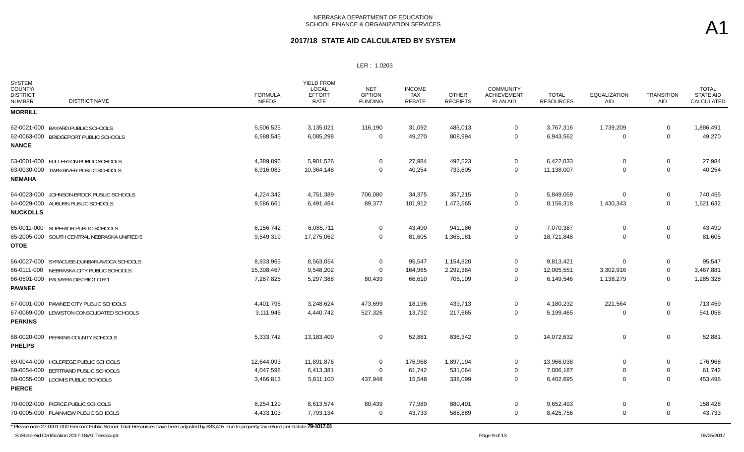NEBRASKA DEPARTMENT OF EDUCATION
SCHOOL FINANCE & ORGANIZATION SERVICES

# 2017/18 STATE AID CALCULATED BY SYSTEM

A1

LER : 1.0203

| SYSTEM COUNTY/ DISTRICT NUMBER | DISTRICT NAME | FORMULA NEEDS | YIELD FROM LOCAL EFFORT RATE | NET OPTION FUNDING | INCOME TAX REBATE | OTHER RECEIPTS | COMMUNITY ACHIEVEMENT PLAN AID | TOTAL RESOURCES | EQUALIZATION AID | TRANSITION AID | TOTAL STATE AID CALCULATED |
|---|---|---|---|---|---|---|---|---|---|---|---|
| **MORRILL** | | | | | | | | | | | |
| 62-0021-000 | BAYARD PUBLIC SCHOOLS | 5,506,525 | 3,135,021 | 116,190 | 31,092 | 485,013 | 0 | 3,767,316 | 1,739,209 | 0 | 1,886,491 |
| 62-0063-000 | BRIDGEPORT PUBLIC SCHOOLS | 6,588,545 | 6,085,298 | 0 | 49,270 | 808,994 | 0 | 6,943,562 | 0 | 0 | 49,270 |
| **NANCE** | | | | | | | | | | | |
| 63-0001-000 | FULLERTON PUBLIC SCHOOLS | 4,389,896 | 5,901,526 | 0 | 27,984 | 492,523 | 0 | 6,422,033 | 0 | 0 | 27,984 |
| 63-0030-000 | TWIN RIVER PUBLIC SCHOOLS | 6,916,083 | 10,364,148 | 0 | 40,254 | 733,605 | 0 | 11,138,007 | 0 | 0 | 40,254 |
| **NEMAHA** | | | | | | | | | | | |
| 64-0023-000 | JOHNSON-BROCK PUBLIC SCHOOLS | 4,224,342 | 4,751,389 | 706,080 | 34,375 | 357,215 | 0 | 5,849,059 | 0 | 0 | 740,455 |
| 64-0029-000 | AUBURN PUBLIC SCHOOLS | 9,586,661 | 6,491,464 | 89,377 | 101,912 | 1,473,565 | 0 | 8,156,318 | 1,430,343 | 0 | 1,621,632 |
| **NUCKOLLS** | | | | | | | | | | | |
| 65-0011-000 | SUPERIOR PUBLIC SCHOOLS | 6,156,742 | 6,085,711 | 0 | 43,490 | 941,186 | 0 | 7,070,387 | 0 | 0 | 43,490 |
| 65-2005-000 | SOUTH CENTRAL NEBRASKA UNIFIED 5 | 9,549,319 | 17,275,062 | 0 | 81,605 | 1,365,181 | 0 | 18,721,848 | 0 | 0 | 81,605 |
| **OTOE** | | | | | | | | | | | |
| 66-0027-000 | SYRACUSE-DUNBAR-AVOCA SCHOOLS | 8,933,965 | 8,563,054 | 0 | 95,547 | 1,154,820 | 0 | 9,813,421 | 0 | 0 | 95,547 |
| 66-0111-000 | NEBRASKA CITY PUBLIC SCHOOLS | 15,308,467 | 9,548,202 | 0 | 164,965 | 2,292,384 | 0 | 12,005,551 | 3,302,916 | 0 | 3,467,881 |
| 66-0501-000 | PALMYRA DISTRICT O R 1 | 7,287,825 | 5,297,388 | 80,439 | 66,610 | 705,109 | 0 | 6,149,546 | 1,138,279 | 0 | 1,285,328 |
| **PAWNEE** | | | | | | | | | | | |
| 67-0001-000 | PAWNEE CITY PUBLIC SCHOOLS | 4,401,796 | 3,248,624 | 473,699 | 18,196 | 439,713 | 0 | 4,180,232 | 221,564 | 0 | 713,459 |
| 67-0069-000 | LEWISTON CONSOLIDATED SCHOOLS | 3,111,946 | 4,440,742 | 527,326 | 13,732 | 217,665 | 0 | 5,199,465 | 0 | 0 | 541,058 |
| **PERKINS** | | | | | | | | | | | |
| 68-0020-000 | PERKINS COUNTY SCHOOLS | 5,333,742 | 13,183,409 | 0 | 52,881 | 836,342 | 0 | 14,072,632 | 0 | 0 | 52,881 |
| **PHELPS** | | | | | | | | | | | |
| 69-0044-000 | HOLDREGE PUBLIC SCHOOLS | 12,644,093 | 11,891,876 | 0 | 176,968 | 1,897,194 | 0 | 13,966,038 | 0 | 0 | 176,968 |
| 69-0054-000 | BERTRAND PUBLIC SCHOOLS | 4,047,598 | 6,413,381 | 0 | 61,742 | 531,064 | 0 | 7,006,187 | 0 | 0 | 61,742 |
| 69-0055-000 | LOOMIS PUBLIC SCHOOLS | 3,466,813 | 5,611,100 | 437,948 | 15,548 | 338,099 | 0 | 6,402,695 | 0 | 0 | 453,496 |
| **PIERCE** | | | | | | | | | | | |
| 70-0002-000 | PIERCE PUBLIC SCHOOLS | 8,254,129 | 8,613,574 | 80,439 | 77,989 | 880,491 | 0 | 9,652,493 | 0 | 0 | 158,428 |
| 70-0005-000 | PLAINVIEW PUBLIC SCHOOLS | 4,433,103 | 7,793,134 | 0 | 43,733 | 588,889 | 0 | 8,425,756 | 0 | 0 | 43,733 |

* Please note 27-0001-000 Fremont Public School Total Resources have been adjusted by $33,405 due to property tax refund per statute **79-1017.01**

S:\State Aid Certification 2017-18\A1 Teeosa.rpt 05/25/2017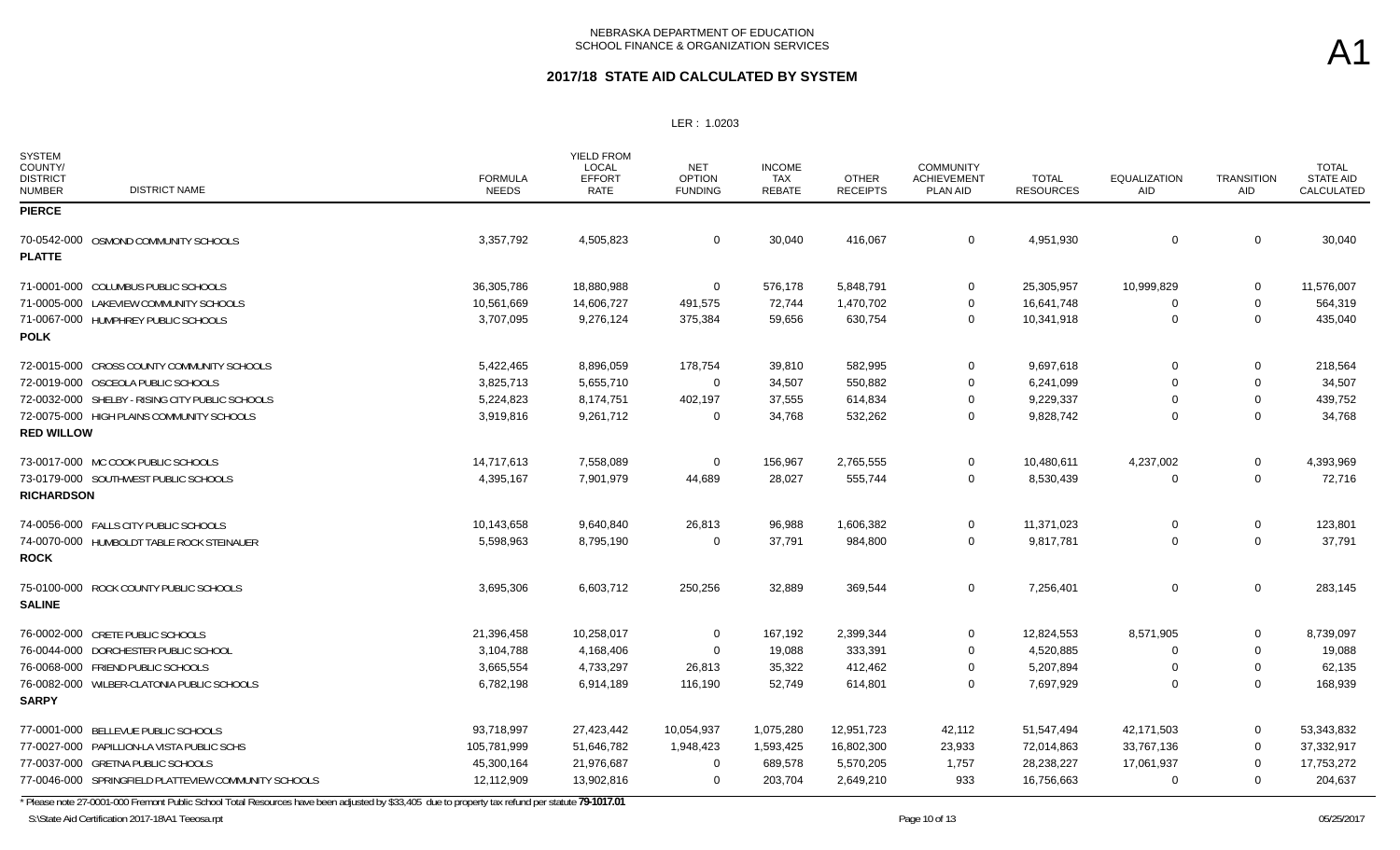NEBRASKA DEPARTMENT OF EDUCATION
SCHOOL FINANCE & ORGANIZATION SERVICES

A1

## 2017/18 STATE AID CALCULATED BY SYSTEM

LER : 1.0203

| SYSTEM COUNTY/ DISTRICT NUMBER | DISTRICT NAME | FORMULA NEEDS | YIELD FROM LOCAL EFFORT RATE | NET OPTION FUNDING | INCOME TAX REBATE | OTHER RECEIPTS | COMMUNITY ACHIEVEMENT PLAN AID | TOTAL RESOURCES | EQUALIZATION AID | TRANSITION AID | TOTAL STATE AID CALCULATED |
|---|---|---|---|---|---|---|---|---|---|---|---|
| **PIERCE** | | | | | | | | | | | |
| 70-0542-000 | OSMOND COMMUNITY SCHOOLS | 3,357,792 | 4,505,823 | 0 | 30,040 | 416,067 | 0 | 4,951,930 | 0 | 0 | 30,040 |
| **PLATTE** | | | | | | | | | | | |
| 71-0001-000 | COLUMBUS PUBLIC SCHOOLS | 36,305,786 | 18,880,988 | 0 | 576,178 | 5,848,791 | 0 | 25,305,957 | 10,999,829 | 0 | 11,576,007 |
| 71-0005-000 | LAKEVIEW COMMUNITY SCHOOLS | 10,561,669 | 14,606,727 | 491,575 | 72,744 | 1,470,702 | 0 | 16,641,748 | 0 | 0 | 564,319 |
| 71-0067-000 | HUMPHREY PUBLIC SCHOOLS | 3,707,095 | 9,276,124 | 375,384 | 59,656 | 630,754 | 0 | 10,341,918 | 0 | 0 | 435,040 |
| **POLK** | | | | | | | | | | | |
| 72-0015-000 | CROSS COUNTY COMMUNITY SCHOOLS | 5,422,465 | 8,896,059 | 178,754 | 39,810 | 582,995 | 0 | 9,697,618 | 0 | 0 | 218,564 |
| 72-0019-000 | OSCEOLA PUBLIC SCHOOLS | 3,825,713 | 5,655,710 | 0 | 34,507 | 550,882 | 0 | 6,241,099 | 0 | 0 | 34,507 |
| 72-0032-000 | SHELBY - RISING CITY PUBLIC SCHOOLS | 5,224,823 | 8,174,751 | 402,197 | 37,555 | 614,834 | 0 | 9,229,337 | 0 | 0 | 439,752 |
| 72-0075-000 | HIGH PLAINS COMMUNITY SCHOOLS | 3,919,816 | 9,261,712 | 0 | 34,768 | 532,262 | 0 | 9,828,742 | 0 | 0 | 34,768 |
| **RED WILLOW** | | | | | | | | | | | |
| 73-0017-000 | MC COOK PUBLIC SCHOOLS | 14,717,613 | 7,558,089 | 0 | 156,967 | 2,765,555 | 0 | 10,480,611 | 4,237,002 | 0 | 4,393,969 |
| 73-0179-000 | SOUTHWEST PUBLIC SCHOOLS | 4,395,167 | 7,901,979 | 44,689 | 28,027 | 555,744 | 0 | 8,530,439 | 0 | 0 | 72,716 |
| **RICHARDSON** | | | | | | | | | | | |
| 74-0056-000 | FALLS CITY PUBLIC SCHOOLS | 10,143,658 | 9,640,840 | 26,813 | 96,988 | 1,606,382 | 0 | 11,371,023 | 0 | 0 | 123,801 |
| 74-0070-000 | HUMBOLDT TABLE ROCK STEINAUER | 5,598,963 | 8,795,190 | 0 | 37,791 | 984,800 | 0 | 9,817,781 | 0 | 0 | 37,791 |
| **ROCK** | | | | | | | | | | | |
| 75-0100-000 | ROCK COUNTY PUBLIC SCHOOLS | 3,695,306 | 6,603,712 | 250,256 | 32,889 | 369,544 | 0 | 7,256,401 | 0 | 0 | 283,145 |
| **SALINE** | | | | | | | | | | | |
| 76-0002-000 | CRETE PUBLIC SCHOOLS | 21,396,458 | 10,258,017 | 0 | 167,192 | 2,399,344 | 0 | 12,824,553 | 8,571,905 | 0 | 8,739,097 |
| 76-0044-000 | DORCHESTER PUBLIC SCHOOL | 3,104,788 | 4,168,406 | 0 | 19,088 | 333,391 | 0 | 4,520,885 | 0 | 0 | 19,088 |
| 76-0068-000 | FRIEND PUBLIC SCHOOLS | 3,665,554 | 4,733,297 | 26,813 | 35,322 | 412,462 | 0 | 5,207,894 | 0 | 0 | 62,135 |
| 76-0082-000 | WILBER-CLATONIA PUBLIC SCHOOLS | 6,782,198 | 6,914,189 | 116,190 | 52,749 | 614,801 | 0 | 7,697,929 | 0 | 0 | 168,939 |
| **SARPY** | | | | | | | | | | | |
| 77-0001-000 | BELLEVUE PUBLIC SCHOOLS | 93,718,997 | 27,423,442 | 10,054,937 | 1,075,280 | 12,951,723 | 42,112 | 51,547,494 | 42,171,503 | 0 | 53,343,832 |
| 77-0027-000 | PAPILLION-LA VISTA PUBLIC SCHS | 105,781,999 | 51,646,782 | 1,948,423 | 1,593,425 | 16,802,300 | 23,933 | 72,014,863 | 33,767,136 | 0 | 37,332,917 |
| 77-0037-000 | GRETNA PUBLIC SCHOOLS | 45,300,164 | 21,976,687 | 0 | 689,578 | 5,570,205 | 1,757 | 28,238,227 | 17,061,937 | 0 | 17,753,272 |
| 77-0046-000 | SPRINGFIELD PLATTEVIEW COMMUNITY SCHOOLS | 12,112,909 | 13,902,816 | 0 | 203,704 | 2,649,210 | 933 | 16,756,663 | 0 | 0 | 204,637 |

* Please note 27-0001-000 Fremont Public School Total Resources have been adjusted by $33,405 due to property tax refund per statute **79-1017.01**

S:\State Aid Certification 2017-18\A1 Teeosa.rpt 05/25/2017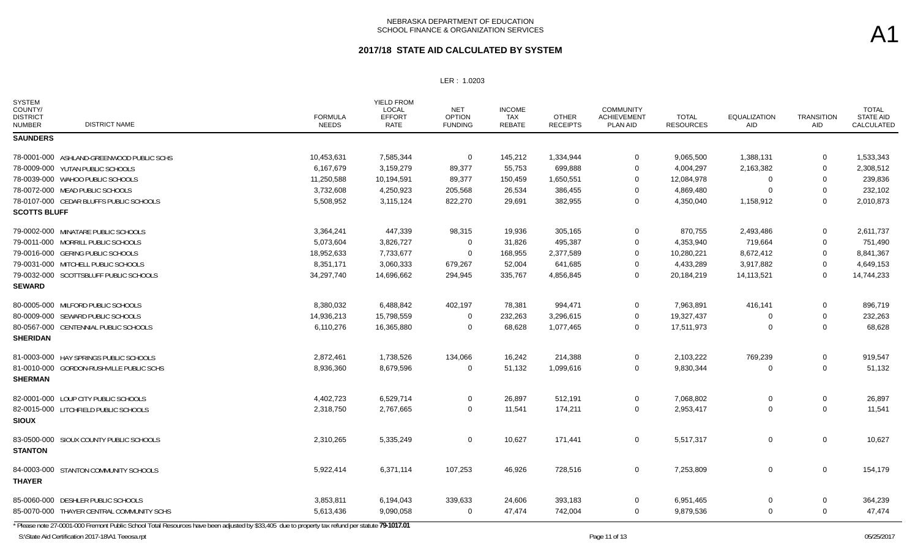NEBRASKA DEPARTMENT OF EDUCATION
SCHOOL FINANCE & ORGANIZATION SERVICES

A1

## 2017/18 STATE AID CALCULATED BY SYSTEM

LER : 1.0203

| SYSTEM COUNTY/ DISTRICT NUMBER | DISTRICT NAME | FORMULA NEEDS | YIELD FROM LOCAL EFFORT RATE | NET OPTION FUNDING | INCOME TAX REBATE | OTHER RECEIPTS | COMMUNITY ACHIEVEMENT PLAN AID | TOTAL RESOURCES | EQUALIZATION AID | TRANSITION AID | TOTAL STATE AID CALCULATED |
|---|---|---|---|---|---|---|---|---|---|---|---|
| **SAUNDERS** | | | | | | | | | | | |
| 78-0001-000 | ASHLAND-GREENWOOD PUBLIC SCHS | 10,453,631 | 7,585,344 | 0 | 145,212 | 1,334,944 | 0 | 9,065,500 | 1,388,131 | 0 | 1,533,343 |
| 78-0009-000 | YUTAN PUBLIC SCHOOLS | 6,167,679 | 3,159,279 | 89,377 | 55,753 | 699,888 | 0 | 4,004,297 | 2,163,382 | 0 | 2,308,512 |
| 78-0039-000 | WAHOO PUBLIC SCHOOLS | 11,250,588 | 10,194,591 | 89,377 | 150,459 | 1,650,551 | 0 | 12,084,978 | 0 | 0 | 239,836 |
| 78-0072-000 | MEAD PUBLIC SCHOOLS | 3,732,608 | 4,250,923 | 205,568 | 26,534 | 386,455 | 0 | 4,869,480 | 0 | 0 | 232,102 |
| 78-0107-000 | CEDAR BLUFFS PUBLIC SCHOOLS | 5,508,952 | 3,115,124 | 822,270 | 29,691 | 382,955 | 0 | 4,350,040 | 1,158,912 | 0 | 2,010,873 |
| **SCOTTS BLUFF** | | | | | | | | | | | |
| 79-0002-000 | MINATARE PUBLIC SCHOOLS | 3,364,241 | 447,339 | 98,315 | 19,936 | 305,165 | 0 | 870,755 | 2,493,486 | 0 | 2,611,737 |
| 79-0011-000 | MORRILL PUBLIC SCHOOLS | 5,073,604 | 3,826,727 | 0 | 31,826 | 495,387 | 0 | 4,353,940 | 719,664 | 0 | 751,490 |
| 79-0016-000 | GERING PUBLIC SCHOOLS | 18,952,633 | 7,733,677 | 0 | 168,955 | 2,377,589 | 0 | 10,280,221 | 8,672,412 | 0 | 8,841,367 |
| 79-0031-000 | MITCHELL PUBLIC SCHOOLS | 8,351,171 | 3,060,333 | 679,267 | 52,004 | 641,685 | 0 | 4,433,289 | 3,917,882 | 0 | 4,649,153 |
| 79-0032-000 | SCOTTSBLUFF PUBLIC SCHOOLS | 34,297,740 | 14,696,662 | 294,945 | 335,767 | 4,856,845 | 0 | 20,184,219 | 14,113,521 | 0 | 14,744,233 |
| **SEWARD** | | | | | | | | | | | |
| 80-0005-000 | MILFORD PUBLIC SCHOOLS | 8,380,032 | 6,488,842 | 402,197 | 78,381 | 994,471 | 0 | 7,963,891 | 416,141 | 0 | 896,719 |
| 80-0009-000 | SEWARD PUBLIC SCHOOLS | 14,936,213 | 15,798,559 | 0 | 232,263 | 3,296,615 | 0 | 19,327,437 | 0 | 0 | 232,263 |
| 80-0567-000 | CENTENNIAL PUBLIC SCHOOLS | 6,110,276 | 16,365,880 | 0 | 68,628 | 1,077,465 | 0 | 17,511,973 | 0 | 0 | 68,628 |
| **SHERIDAN** | | | | | | | | | | | |
| 81-0003-000 | HAY SPRINGS PUBLIC SCHOOLS | 2,872,461 | 1,738,526 | 134,066 | 16,242 | 214,388 | 0 | 2,103,222 | 769,239 | 0 | 919,547 |
| 81-0010-000 | GORDON-RUSHVILLE PUBLIC SCHS | 8,936,360 | 8,679,596 | 0 | 51,132 | 1,099,616 | 0 | 9,830,344 | 0 | 0 | 51,132 |
| **SHERMAN** | | | | | | | | | | | |
| 82-0001-000 | LOUP CITY PUBLIC SCHOOLS | 4,402,723 | 6,529,714 | 0 | 26,897 | 512,191 | 0 | 7,068,802 | 0 | 0 | 26,897 |
| 82-0015-000 | LITCHFIELD PUBLIC SCHOOLS | 2,318,750 | 2,767,665 | 0 | 11,541 | 174,211 | 0 | 2,953,417 | 0 | 0 | 11,541 |
| **SIOUX** | | | | | | | | | | | |
| 83-0500-000 | SIOUX COUNTY PUBLIC SCHOOLS | 2,310,265 | 5,335,249 | 0 | 10,627 | 171,441 | 0 | 5,517,317 | 0 | 0 | 10,627 |
| **STANTON** | | | | | | | | | | | |
| 84-0003-000 | STANTON COMMUNITY SCHOOLS | 5,922,414 | 6,371,114 | 107,253 | 46,926 | 728,516 | 0 | 7,253,809 | 0 | 0 | 154,179 |
| **THAYER** | | | | | | | | | | | |
| 85-0060-000 | DESHLER PUBLIC SCHOOLS | 3,853,811 | 6,194,043 | 339,633 | 24,606 | 393,183 | 0 | 6,951,465 | 0 | 0 | 364,239 |
| 85-0070-000 | THAYER CENTRAL COMMUNITY SCHS | 5,613,436 | 9,090,058 | 0 | 47,474 | 742,004 | 0 | 9,879,536 | 0 | 0 | 47,474 |

* Please note 27-0001-000 Fremont Public School Total Resources have been adjusted by $33,405 due to property tax refund per statute **79-1017.01**

S:\State Aid Certification 2017-18\A1 Teeosa.rpt

05/25/2017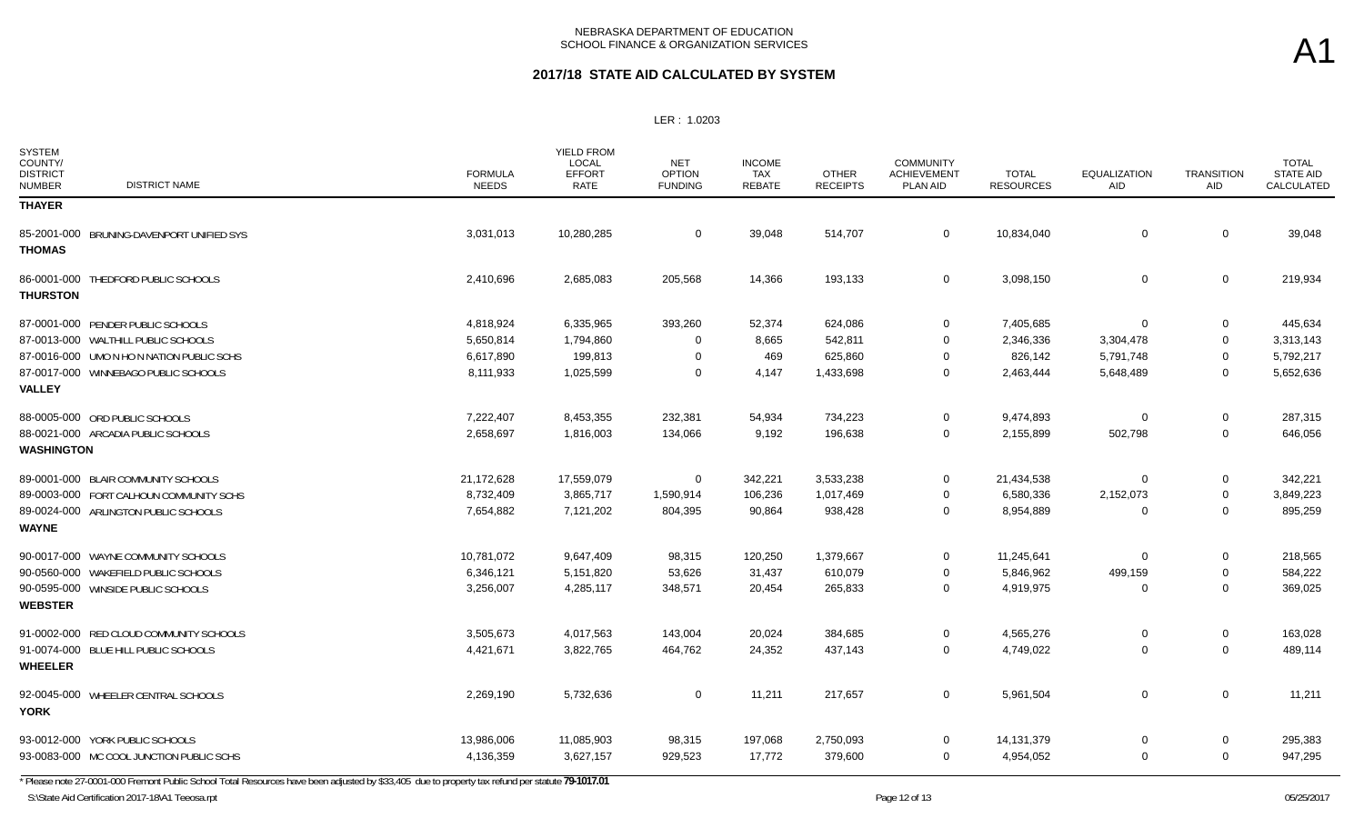NEBRASKA DEPARTMENT OF EDUCATION
SCHOOL FINANCE & ORGANIZATION SERVICES

A1

## 2017/18 STATE AID CALCULATED BY SYSTEM

LER : 1.0203

| SYSTEM COUNTY/ DISTRICT NUMBER | DISTRICT NAME | FORMULA NEEDS | YIELD FROM LOCAL EFFORT RATE | NET OPTION FUNDING | INCOME TAX REBATE | OTHER RECEIPTS | COMMUNITY ACHIEVEMENT PLAN AID | TOTAL RESOURCES | EQUALIZATION AID | TRANSITION AID | TOTAL STATE AID CALCULATED |
|---|---|---|---|---|---|---|---|---|---|---|---|
| **THAYER** | | | | | | | | | | | |
| 85-2001-000 | BRUNING-DAVENPORT UNIFIED SYS | 3,031,013 | 10,280,285 | 0 | 39,048 | 514,707 | 0 | 10,834,040 | 0 | 0 | 39,048 |
| **THOMAS** | | | | | | | | | | | |
| 86-0001-000 | THEDFORD PUBLIC SCHOOLS | 2,410,696 | 2,685,083 | 205,568 | 14,366 | 193,133 | 0 | 3,098,150 | 0 | 0 | 219,934 |
| **THURSTON** | | | | | | | | | | | |
| 87-0001-000 | PENDER PUBLIC SCHOOLS | 4,818,924 | 6,335,965 | 393,260 | 52,374 | 624,086 | 0 | 7,405,685 | 0 | 0 | 445,634 |
| 87-0013-000 | WALTHILL PUBLIC SCHOOLS | 5,650,814 | 1,794,860 | 0 | 8,665 | 542,811 | 0 | 2,346,336 | 3,304,478 | 0 | 3,313,143 |
| 87-0016-000 | UMO N HO N NATION PUBLIC SCHS | 6,617,890 | 199,813 | 0 | 469 | 625,860 | 0 | 826,142 | 5,791,748 | 0 | 5,792,217 |
| 87-0017-000 | WINNEBAGO PUBLIC SCHOOLS | 8,111,933 | 1,025,599 | 0 | 4,147 | 1,433,698 | 0 | 2,463,444 | 5,648,489 | 0 | 5,652,636 |
| **VALLEY** | | | | | | | | | | | |
| 88-0005-000 | ORD PUBLIC SCHOOLS | 7,222,407 | 8,453,355 | 232,381 | 54,934 | 734,223 | 0 | 9,474,893 | 0 | 0 | 287,315 |
| 88-0021-000 | ARCADIA PUBLIC SCHOOLS | 2,658,697 | 1,816,003 | 134,066 | 9,192 | 196,638 | 0 | 2,155,899 | 502,798 | 0 | 646,056 |
| **WASHINGTON** | | | | | | | | | | | |
| 89-0001-000 | BLAIR COMMUNITY SCHOOLS | 21,172,628 | 17,559,079 | 0 | 342,221 | 3,533,238 | 0 | 21,434,538 | 0 | 0 | 342,221 |
| 89-0003-000 | FORT CALHOUN COMMUNITY SCHS | 8,732,409 | 3,865,717 | 1,590,914 | 106,236 | 1,017,469 | 0 | 6,580,336 | 2,152,073 | 0 | 3,849,223 |
| 89-0024-000 | ARLINGTON PUBLIC SCHOOLS | 7,654,882 | 7,121,202 | 804,395 | 90,864 | 938,428 | 0 | 8,954,889 | 0 | 0 | 895,259 |
| **WAYNE** | | | | | | | | | | | |
| 90-0017-000 | WAYNE COMMUNITY SCHOOLS | 10,781,072 | 9,647,409 | 98,315 | 120,250 | 1,379,667 | 0 | 11,245,641 | 0 | 0 | 218,565 |
| 90-0560-000 | WAKEFIELD PUBLIC SCHOOLS | 6,346,121 | 5,151,820 | 53,626 | 31,437 | 610,079 | 0 | 5,846,962 | 499,159 | 0 | 584,222 |
| 90-0595-000 | WINSIDE PUBLIC SCHOOLS | 3,256,007 | 4,285,117 | 348,571 | 20,454 | 265,833 | 0 | 4,919,975 | 0 | 0 | 369,025 |
| **WEBSTER** | | | | | | | | | | | |
| 91-0002-000 | RED CLOUD COMMUNITY SCHOOLS | 3,505,673 | 4,017,563 | 143,004 | 20,024 | 384,685 | 0 | 4,565,276 | 0 | 0 | 163,028 |
| 91-0074-000 | BLUE HILL PUBLIC SCHOOLS | 4,421,671 | 3,822,765 | 464,762 | 24,352 | 437,143 | 0 | 4,749,022 | 0 | 0 | 489,114 |
| **WHEELER** | | | | | | | | | | | |
| 92-0045-000 | WHEELER CENTRAL SCHOOLS | 2,269,190 | 5,732,636 | 0 | 11,211 | 217,657 | 0 | 5,961,504 | 0 | 0 | 11,211 |
| **YORK** | | | | | | | | | | | |
| 93-0012-000 | YORK PUBLIC SCHOOLS | 13,986,006 | 11,085,903 | 98,315 | 197,068 | 2,750,093 | 0 | 14,131,379 | 0 | 0 | 295,383 |
| 93-0083-000 | MC COOL JUNCTION PUBLIC SCHS | 4,136,359 | 3,627,157 | 929,523 | 17,772 | 379,600 | 0 | 4,954,052 | 0 | 0 | 947,295 |

* Please note 27-0001-000 Fremont Public School Total Resources have been adjusted by $33,405 due to property tax refund per statute **79-1017.01**

S:\State Aid Certification 2017-18\A1 Teeosa.rpt

05/25/2017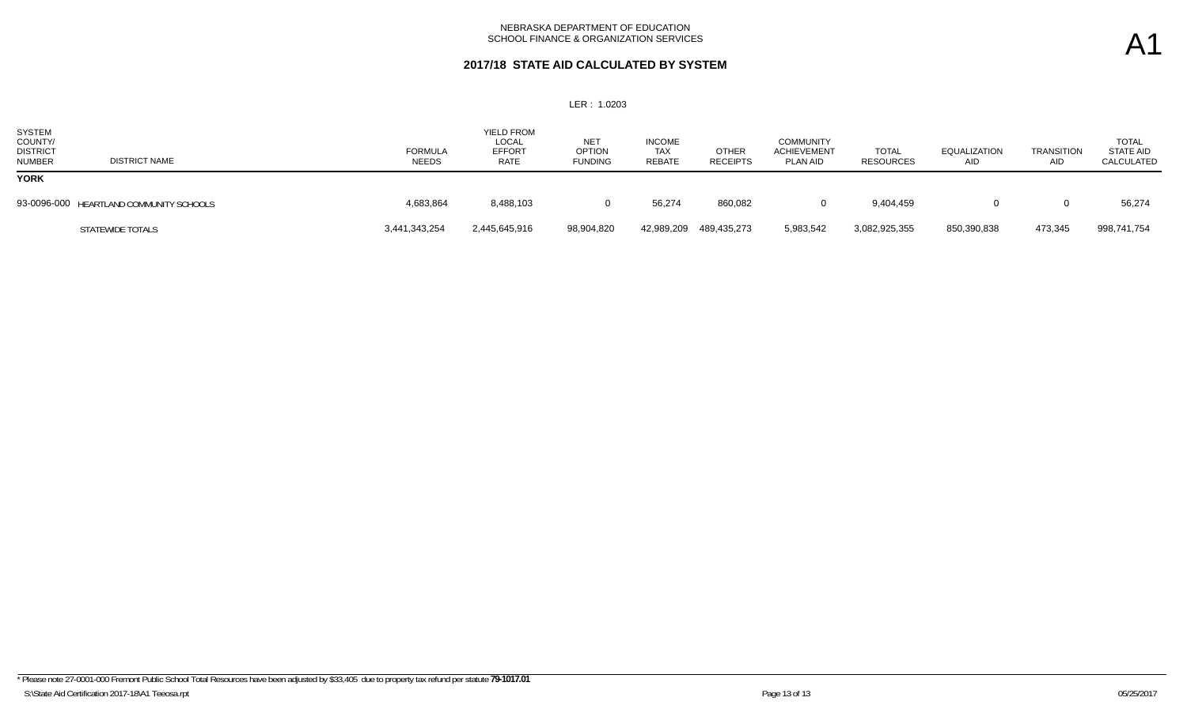NEBRASKA DEPARTMENT OF EDUCATION
SCHOOL FINANCE & ORGANIZATION SERVICES

A1

## 2017/18 STATE AID CALCULATED BY SYSTEM

LER : 1.0203

| SYSTEM COUNTY/ DISTRICT NUMBER | DISTRICT NAME | FORMULA NEEDS | YIELD FROM LOCAL EFFORT RATE | NET OPTION FUNDING | INCOME TAX REBATE | OTHER RECEIPTS | COMMUNITY ACHIEVEMENT PLAN AID | TOTAL RESOURCES | EQUALIZATION AID | TRANSITION AID | TOTAL STATE AID CALCULATED |
|---|---|---|---|---|---|---|---|---|---|---|---|
| **YORK** | | | | | | | | | | | |
| 93-0096-000 | HEARTLAND COMMUNITY SCHOOLS | 4,683,864 | 8,488,103 | 0 | 56,274 | 860,082 | 0 | 9,404,459 | 0 | 0 | 56,274 |
| | STATEWIDE TOTALS | 3,441,343,254 | 2,445,645,916 | 98,904,820 | 42,989,209 | 489,435,273 | 5,983,542 | 3,082,925,355 | 850,390,838 | 473,345 | 998,741,754 |

* Please note 27-0001-000 Fremont Public School Total Resources have been adjusted by $33,405 due to property tax refund per statute **79-1017.01**

S:\State Aid Certification 2017-18\A1 Teeosa.rpt

05/25/2017